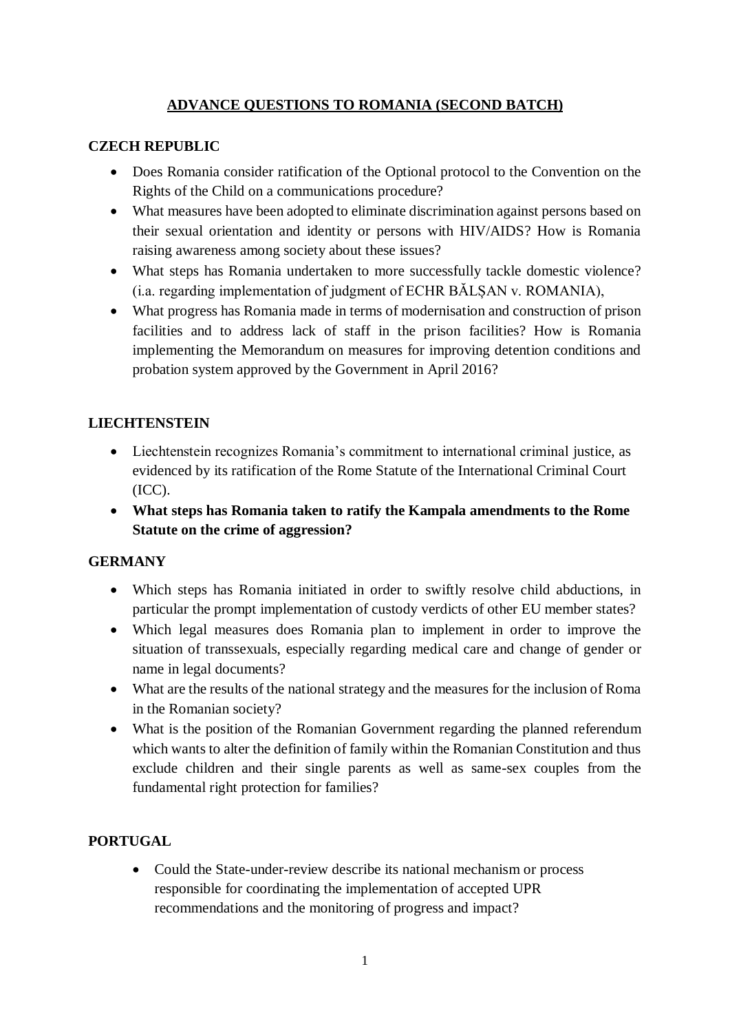# ADVANCE QUESTIONS TO ROMANIA (SECOND BATCH)

## CZECH REPUBLIC

- Does Romania consider ratification of the Optional protocol to the Convention on the Rights of the Child on a communications procedure?
- What measures have been adopted to eliminate discrimination against persons based on their sexual orientation and identity or persons with HIV/AIDS? How is Romania raising awareness among society about these issues?
- What steps has Romania undertaken to more successfully tackle domestic violence? (i.a. regarding implementation of judgment of ECHR BĂLȘAN v. ROMANIA),
- What progress has Romania made in terms of modernisation and construction of prison facilities and to address lack of staff in the prison facilities? How is Romania implementing the Memorandum on measures for improving detention conditions and probation system approved by the Government in April 2016?

## LIECHTENSTEIN

- Liechtenstein recognizes Romania's commitment to international criminal justice, as evidenced by its ratification of the Rome Statute of the International Criminal Court (ICC).
- **What steps has Romania taken to ratify the Kampala amendments to the Rome Statute on the crime of aggression?**

## GERMANY

- Which steps has Romania initiated in order to swiftly resolve child abductions, in particular the prompt implementation of custody verdicts of other EU member states?
- Which legal measures does Romania plan to implement in order to improve the situation of transsexuals, especially regarding medical care and change of gender or name in legal documents?
- What are the results of the national strategy and the measures for the inclusion of Roma in the Romanian society?
- What is the position of the Romanian Government regarding the planned referendum which wants to alter the definition of family within the Romanian Constitution and thus exclude children and their single parents as well as same-sex couples from the fundamental right protection for families?

## PORTUGAL

- Could the State-under-review describe its national mechanism or process responsible for coordinating the implementation of accepted UPR recommendations and the monitoring of progress and impact?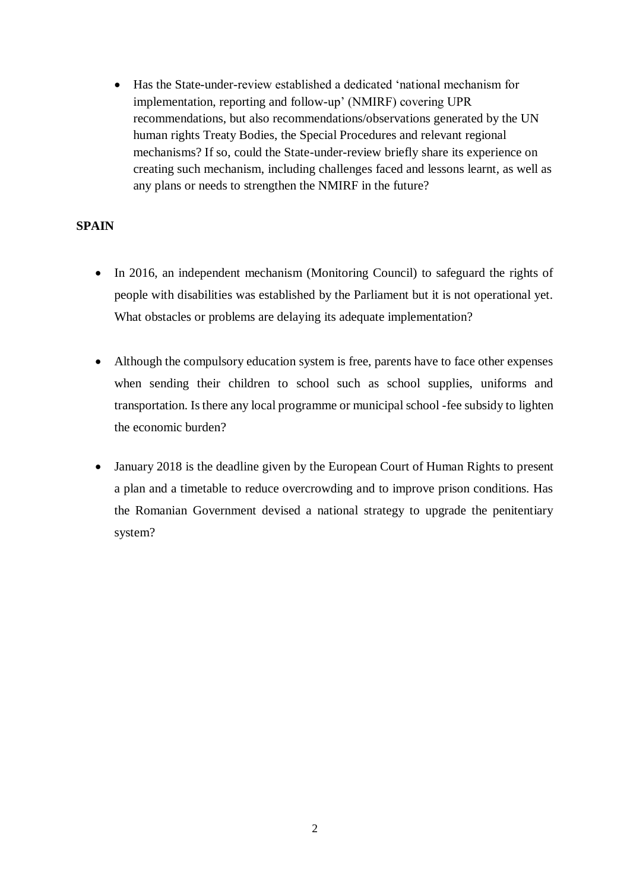- Has the State-under-review established a dedicated 'national mechanism for implementation, reporting and follow-up' (NMIRF) covering UPR recommendations, but also recommendations/observations generated by the UN human rights Treaty Bodies, the Special Procedures and relevant regional mechanisms? If so, could the State-under-review briefly share its experience on creating such mechanism, including challenges faced and lessons learnt, as well as any plans or needs to strengthen the NMIRF in the future?

**SPAIN**

- In 2016, an independent mechanism (Monitoring Council) to safeguard the rights of people with disabilities was established by the Parliament but it is not operational yet. What obstacles or problems are delaying its adequate implementation?

- Although the compulsory education system is free, parents have to face other expenses when sending their children to school such as school supplies, uniforms and transportation. Is there any local programme or municipal school -fee subsidy to lighten the economic burden?

- January 2018 is the deadline given by the European Court of Human Rights to present a plan and a timetable to reduce overcrowding and to improve prison conditions. Has the Romanian Government devised a national strategy to upgrade the penitentiary system?